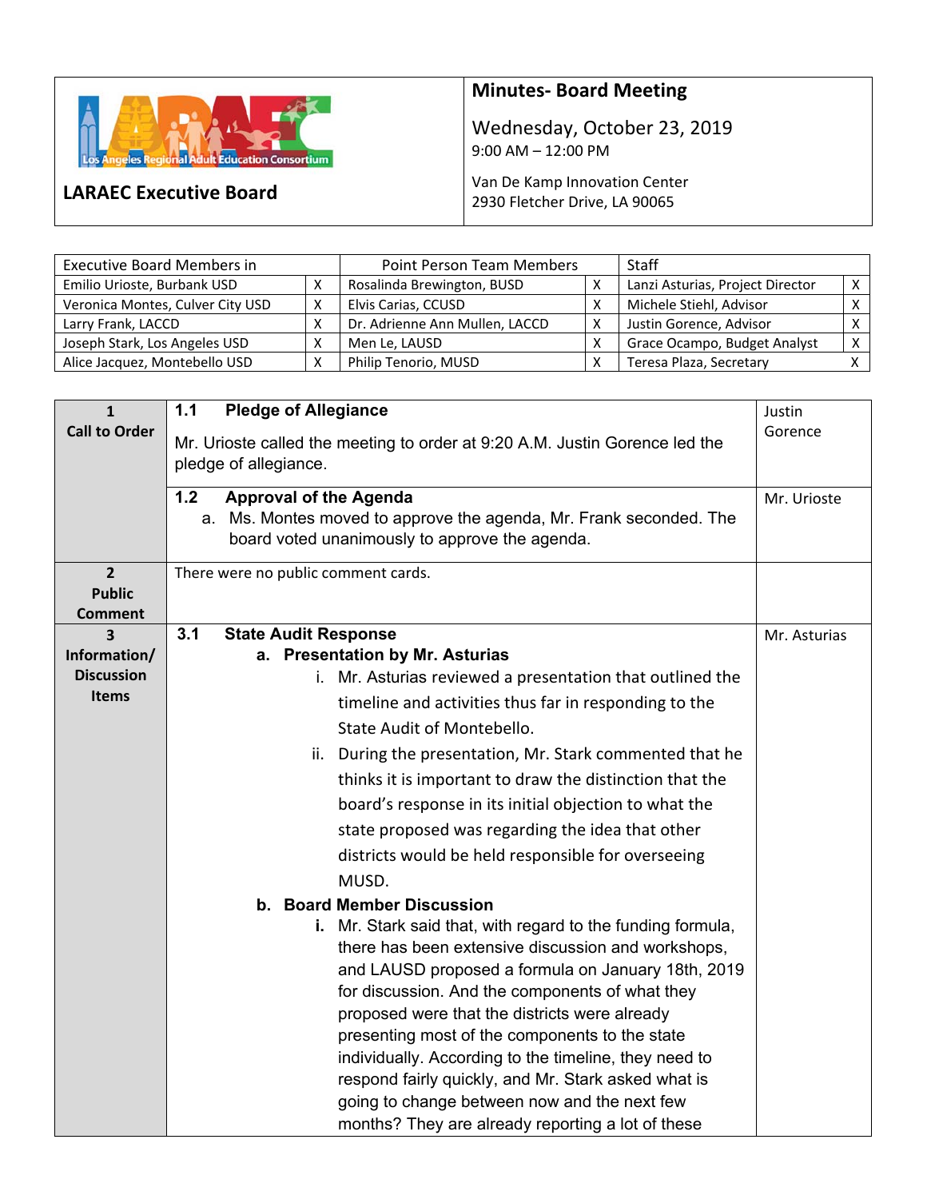**LARAEC Executive Board**

# Minutes- Board Meeting

Wednesday, October 23, 2019
9:00 AM – 12:00 PM

Van De Kamp Innovation Center
2930 Fletcher Drive, LA 90065

| Executive Board Members in | | Point Person Team Members | | Staff | |
|---|---|---|---|---|---|
| Emilio Urioste, Burbank USD | X | Rosalinda Brewington, BUSD | X | Lanzi Asturias, Project Director | X |
| Veronica Montes, Culver City USD | X | Elvis Carias, CCUSD | X | Michele Stiehl, Advisor | X |
| Larry Frank, LACCD | X | Dr. Adrienne Ann Mullen, LACCD | X | Justin Gorence, Advisor | X |
| Joseph Stark, Los Angeles USD | X | Men Le, LAUSD | X | Grace Ocampo, Budget Analyst | X |
| Alice Jacquez, Montebello USD | X | Philip Tenorio, MUSD | X | Teresa Plaza, Secretary | X |

| Item | Content | Presenter |
|---|---|---|
| **1 Call to Order** | **1.1 Pledge of Allegiance**<br>Mr. Urioste called the meeting to order at 9:20 A.M. Justin Gorence led the pledge of allegiance. | Justin Gorence |
| | **1.2 Approval of the Agenda**<br>a. Ms. Montes moved to approve the agenda, Mr. Frank seconded. The board voted unanimously to approve the agenda. | Mr. Urioste |
| **2 Public Comment** | There were no public comment cards. | |
| **3 Information/ Discussion Items** | **3.1 State Audit Response**<br>**a. Presentation by Mr. Asturias**<br>i. Mr. Asturias reviewed a presentation that outlined the timeline and activities thus far in responding to the State Audit of Montebello.<br>ii. During the presentation, Mr. Stark commented that he thinks it is important to draw the distinction that the board's response in its initial objection to what the state proposed was regarding the idea that other districts would be held responsible for overseeing MUSD.<br>**b. Board Member Discussion**<br>**i.** Mr. Stark said that, with regard to the funding formula, there has been extensive discussion and workshops, and LAUSD proposed a formula on January 18th, 2019 for discussion. And the components of what they proposed were that the districts were already presenting most of the components to the state individually. According to the timeline, they need to respond fairly quickly, and Mr. Stark asked what is going to change between now and the next few months? They are already reporting a lot of these | Mr. Asturias |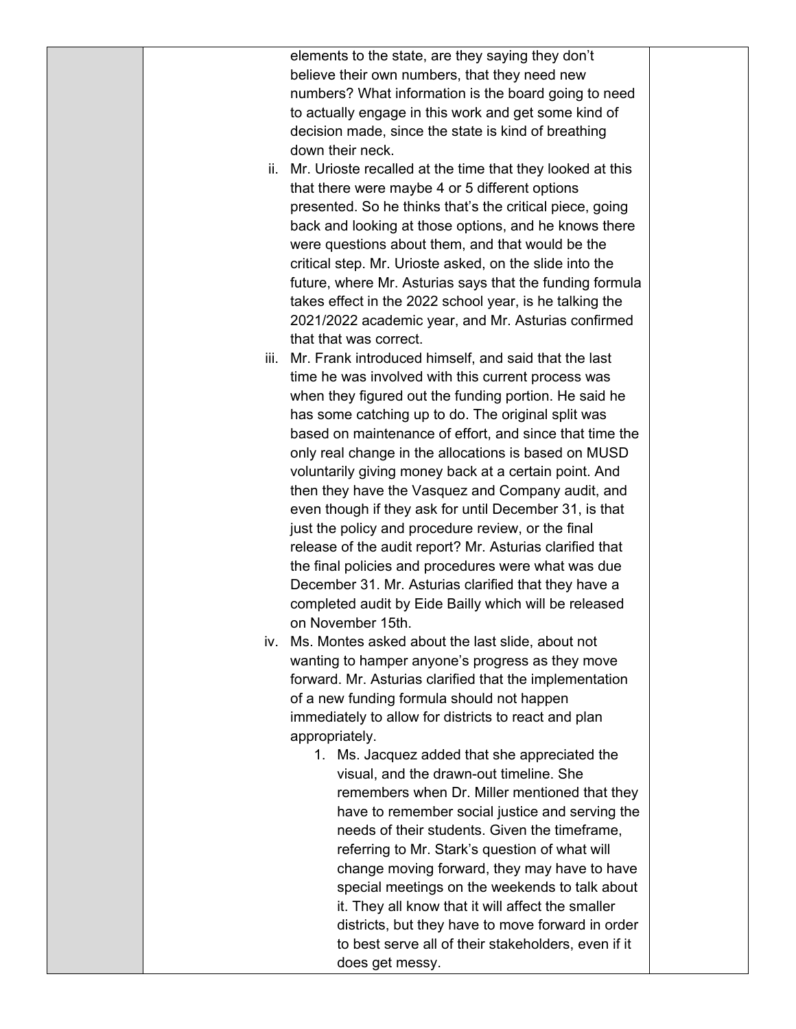elements to the state, are they saying they don't believe their own numbers, that they need new numbers? What information is the board going to need to actually engage in this work and get some kind of decision made, since the state is kind of breathing down their neck.

ii. Mr. Urioste recalled at the time that they looked at this that there were maybe 4 or 5 different options presented. So he thinks that's the critical piece, going back and looking at those options, and he knows there were questions about them, and that would be the critical step. Mr. Urioste asked, on the slide into the future, where Mr. Asturias says that the funding formula takes effect in the 2022 school year, is he talking the 2021/2022 academic year, and Mr. Asturias confirmed that that was correct.

iii. Mr. Frank introduced himself, and said that the last time he was involved with this current process was when they figured out the funding portion. He said he has some catching up to do. The original split was based on maintenance of effort, and since that time the only real change in the allocations is based on MUSD voluntarily giving money back at a certain point. And then they have the Vasquez and Company audit, and even though if they ask for until December 31, is that just the policy and procedure review, or the final release of the audit report? Mr. Asturias clarified that the final policies and procedures were what was due December 31. Mr. Asturias clarified that they have a completed audit by Eide Bailly which will be released on November 15th.

iv. Ms. Montes asked about the last slide, about not wanting to hamper anyone's progress as they move forward. Mr. Asturias clarified that the implementation of a new funding formula should not happen immediately to allow for districts to react and plan appropriately.

   1. Ms. Jacquez added that she appreciated the visual, and the drawn-out timeline. She remembers when Dr. Miller mentioned that they have to remember social justice and serving the needs of their students. Given the timeframe, referring to Mr. Stark's question of what will change moving forward, they may have to have special meetings on the weekends to talk about it. They all know that it will affect the smaller districts, but they have to move forward in order to best serve all of their stakeholders, even if it does get messy.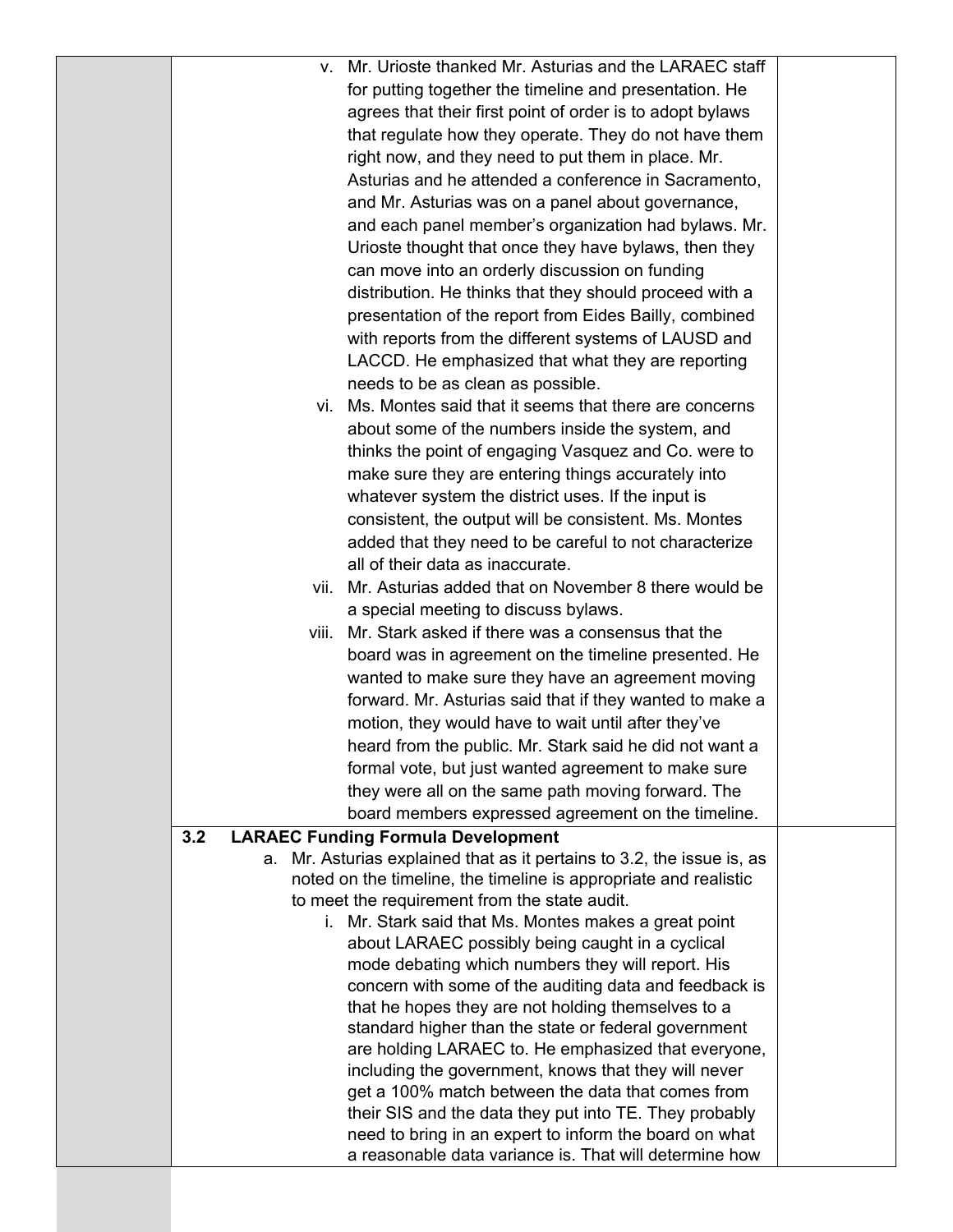v. Mr. Urioste thanked Mr. Asturias and the LARAEC staff for putting together the timeline and presentation. He agrees that their first point of order is to adopt bylaws that regulate how they operate. They do not have them right now, and they need to put them in place. Mr. Asturias and he attended a conference in Sacramento, and Mr. Asturias was on a panel about governance, and each panel member's organization had bylaws. Mr. Urioste thought that once they have bylaws, then they can move into an orderly discussion on funding distribution. He thinks that they should proceed with a presentation of the report from Eides Bailly, combined with reports from the different systems of LAUSD and LACCD. He emphasized that what they are reporting needs to be as clean as possible.

vi. Ms. Montes said that it seems that there are concerns about some of the numbers inside the system, and thinks the point of engaging Vasquez and Co. were to make sure they are entering things accurately into whatever system the district uses. If the input is consistent, the output will be consistent. Ms. Montes added that they need to be careful to not characterize all of their data as inaccurate.

vii. Mr. Asturias added that on November 8 there would be a special meeting to discuss bylaws.

viii. Mr. Stark asked if there was a consensus that the board was in agreement on the timeline presented. He wanted to make sure they have an agreement moving forward. Mr. Asturias said that if they wanted to make a motion, they would have to wait until after they've heard from the public. Mr. Stark said he did not want a formal vote, but just wanted agreement to make sure they were all on the same path moving forward. The board members expressed agreement on the timeline.

**3.2 LARAEC Funding Formula Development**

a. Mr. Asturias explained that as it pertains to 3.2, the issue is, as noted on the timeline, the timeline is appropriate and realistic to meet the requirement from the state audit.

i. Mr. Stark said that Ms. Montes makes a great point about LARAEC possibly being caught in a cyclical mode debating which numbers they will report. His concern with some of the auditing data and feedback is that he hopes they are not holding themselves to a standard higher than the state or federal government are holding LARAEC to. He emphasized that everyone, including the government, knows that they will never get a 100% match between the data that comes from their SIS and the data they put into TE. They probably need to bring in an expert to inform the board on what a reasonable data variance is. That will determine how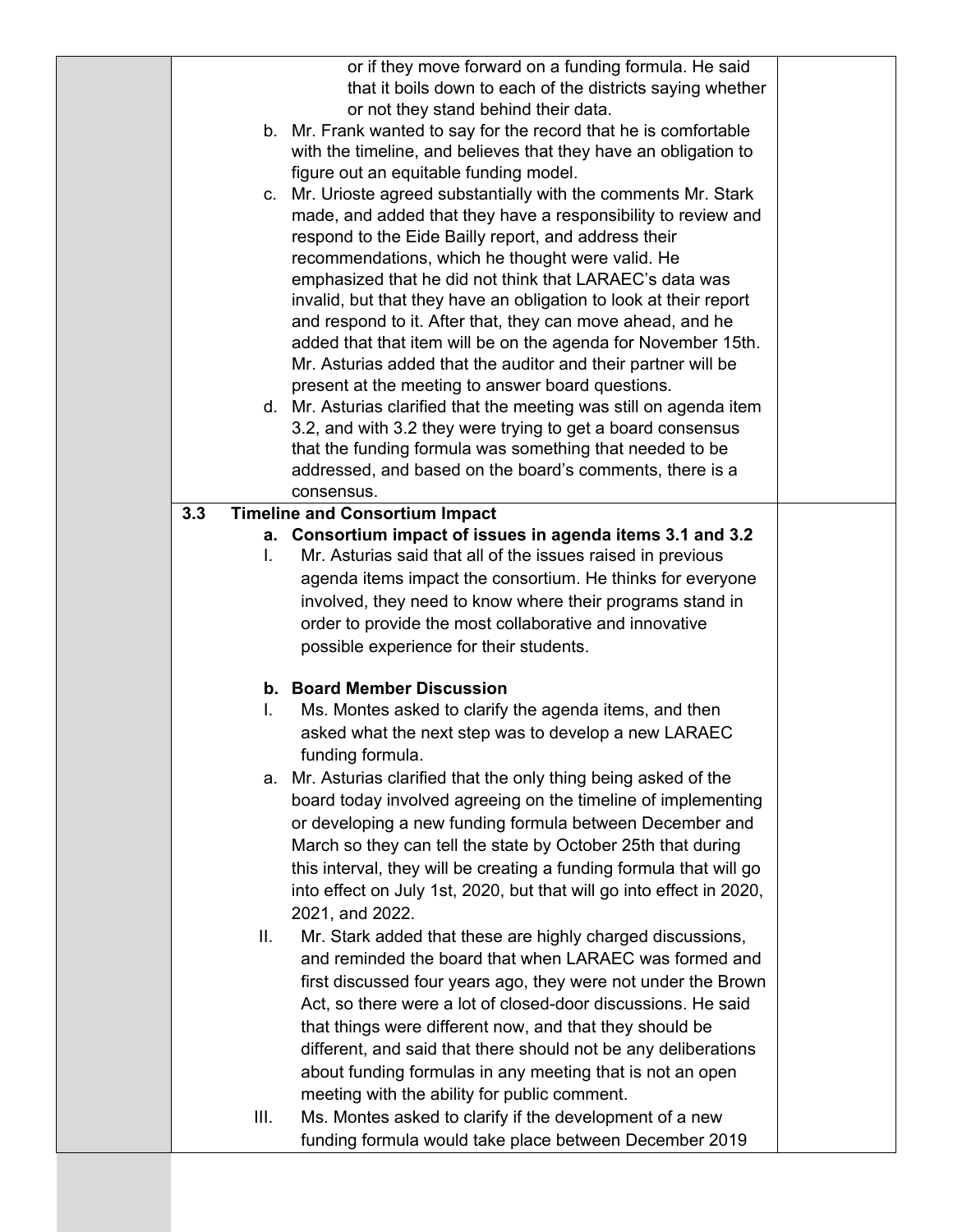or if they move forward on a funding formula. He said that it boils down to each of the districts saying whether or not they stand behind their data.

b. Mr. Frank wanted to say for the record that he is comfortable with the timeline, and believes that they have an obligation to figure out an equitable funding model.

c. Mr. Urioste agreed substantially with the comments Mr. Stark made, and added that they have a responsibility to review and respond to the Eide Bailly report, and address their recommendations, which he thought were valid. He emphasized that he did not think that LARAEC's data was invalid, but that they have an obligation to look at their report and respond to it. After that, they can move ahead, and he added that that item will be on the agenda for November 15th. Mr. Asturias added that the auditor and their partner will be present at the meeting to answer board questions.

d. Mr. Asturias clarified that the meeting was still on agenda item 3.2, and with 3.2 they were trying to get a board consensus that the funding formula was something that needed to be addressed, and based on the board's comments, there is a consensus.

**3.3 Timeline and Consortium Impact**

**a. Consortium impact of issues in agenda items 3.1 and 3.2**

I. Mr. Asturias said that all of the issues raised in previous agenda items impact the consortium. He thinks for everyone involved, they need to know where their programs stand in order to provide the most collaborative and innovative possible experience for their students.

**b. Board Member Discussion**

I. Ms. Montes asked to clarify the agenda items, and then asked what the next step was to develop a new LARAEC funding formula.

a. Mr. Asturias clarified that the only thing being asked of the board today involved agreeing on the timeline of implementing or developing a new funding formula between December and March so they can tell the state by October 25th that during this interval, they will be creating a funding formula that will go into effect on July 1st, 2020, but that will go into effect in 2020, 2021, and 2022.

II. Mr. Stark added that these are highly charged discussions, and reminded the board that when LARAEC was formed and first discussed four years ago, they were not under the Brown Act, so there were a lot of closed-door discussions. He said that things were different now, and that they should be different, and said that there should not be any deliberations about funding formulas in any meeting that is not an open meeting with the ability for public comment.

III. Ms. Montes asked to clarify if the development of a new funding formula would take place between December 2019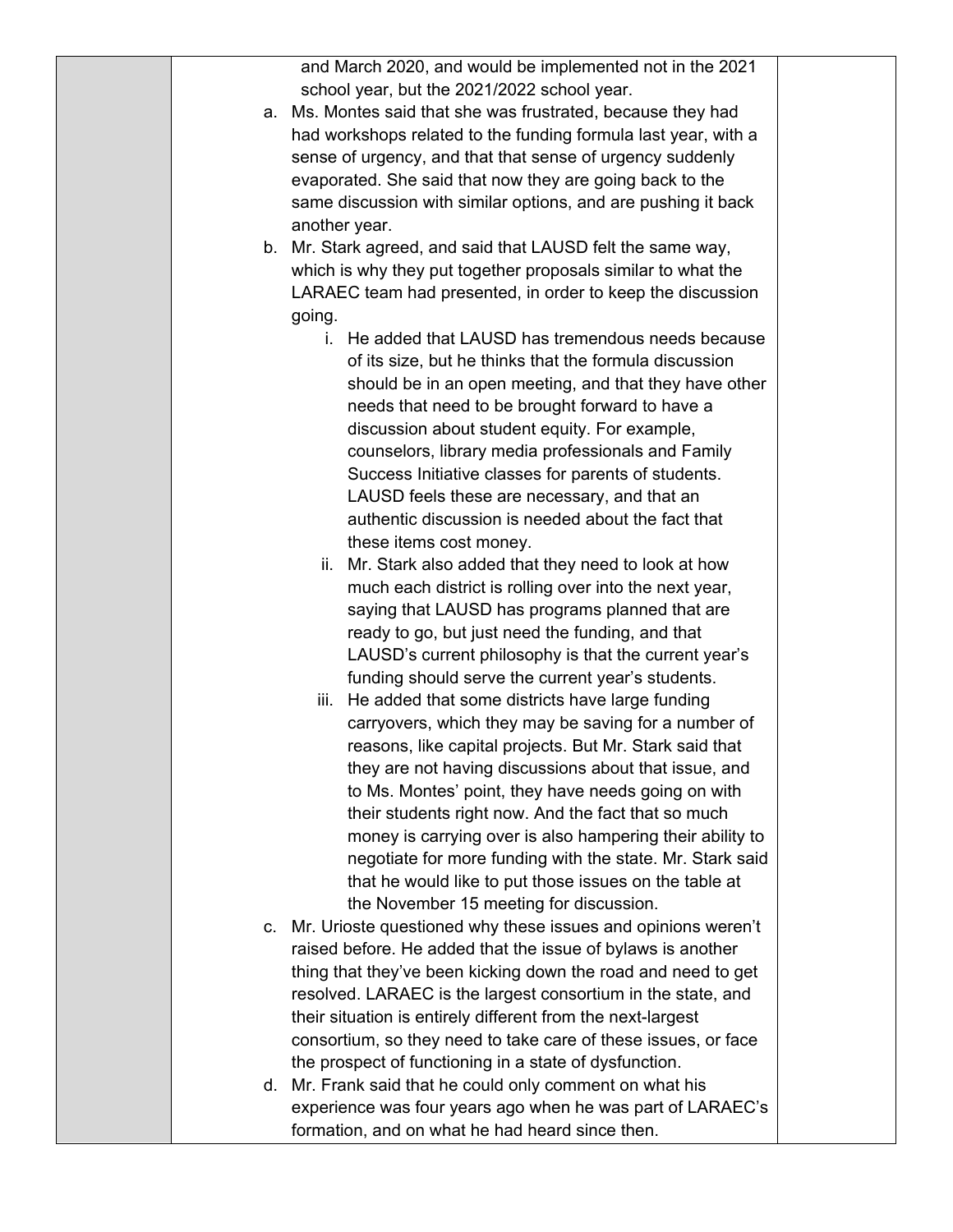and March 2020, and would be implemented not in the 2021 school year, but the 2021/2022 school year.

a. Ms. Montes said that she was frustrated, because they had had workshops related to the funding formula last year, with a sense of urgency, and that that sense of urgency suddenly evaporated. She said that now they are going back to the same discussion with similar options, and are pushing it back another year.

b. Mr. Stark agreed, and said that LAUSD felt the same way, which is why they put together proposals similar to what the LARAEC team had presented, in order to keep the discussion going.

   i. He added that LAUSD has tremendous needs because of its size, but he thinks that the formula discussion should be in an open meeting, and that they have other needs that need to be brought forward to have a discussion about student equity. For example, counselors, library media professionals and Family Success Initiative classes for parents of students. LAUSD feels these are necessary, and that an authentic discussion is needed about the fact that these items cost money.

   ii. Mr. Stark also added that they need to look at how much each district is rolling over into the next year, saying that LAUSD has programs planned that are ready to go, but just need the funding, and that LAUSD's current philosophy is that the current year's funding should serve the current year's students.

   iii. He added that some districts have large funding carryovers, which they may be saving for a number of reasons, like capital projects. But Mr. Stark said that they are not having discussions about that issue, and to Ms. Montes' point, they have needs going on with their students right now. And the fact that so much money is carrying over is also hampering their ability to negotiate for more funding with the state. Mr. Stark said that he would like to put those issues on the table at the November 15 meeting for discussion.

c. Mr. Urioste questioned why these issues and opinions weren't raised before. He added that the issue of bylaws is another thing that they've been kicking down the road and need to get resolved. LARAEC is the largest consortium in the state, and their situation is entirely different from the next-largest consortium, so they need to take care of these issues, or face the prospect of functioning in a state of dysfunction.

d. Mr. Frank said that he could only comment on what his experience was four years ago when he was part of LARAEC's formation, and on what he had heard since then.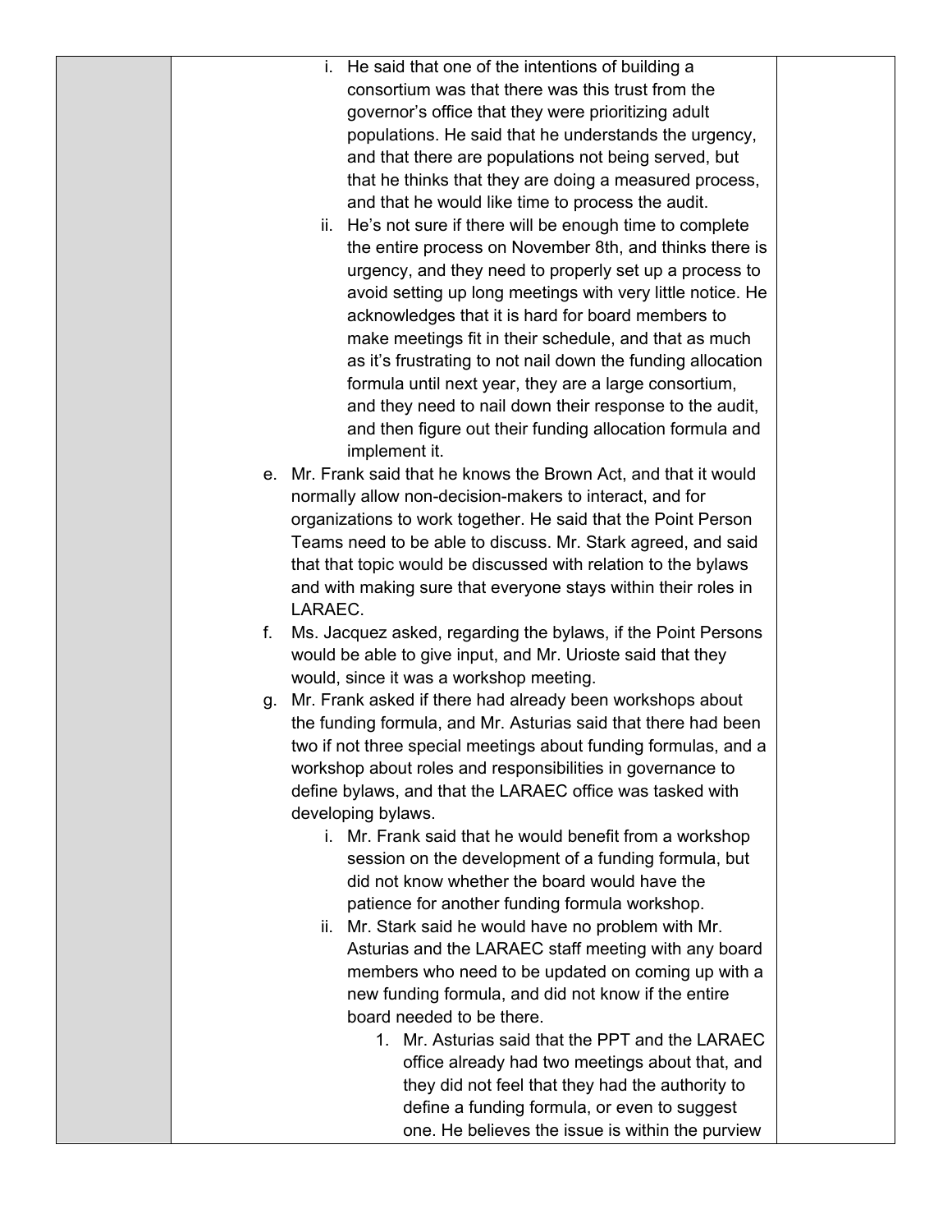i. He said that one of the intentions of building a consortium was that there was this trust from the governor's office that they were prioritizing adult populations. He said that he understands the urgency, and that there are populations not being served, but that he thinks that they are doing a measured process, and that he would like time to process the audit.

ii. He's not sure if there will be enough time to complete the entire process on November 8th, and thinks there is urgency, and they need to properly set up a process to avoid setting up long meetings with very little notice. He acknowledges that it is hard for board members to make meetings fit in their schedule, and that as much as it's frustrating to not nail down the funding allocation formula until next year, they are a large consortium, and they need to nail down their response to the audit, and then figure out their funding allocation formula and implement it.

e. Mr. Frank said that he knows the Brown Act, and that it would normally allow non-decision-makers to interact, and for organizations to work together. He said that the Point Person Teams need to be able to discuss. Mr. Stark agreed, and said that that topic would be discussed with relation to the bylaws and with making sure that everyone stays within their roles in LARAEC.

f. Ms. Jacquez asked, regarding the bylaws, if the Point Persons would be able to give input, and Mr. Urioste said that they would, since it was a workshop meeting.

g. Mr. Frank asked if there had already been workshops about the funding formula, and Mr. Asturias said that there had been two if not three special meetings about funding formulas, and a workshop about roles and responsibilities in governance to define bylaws, and that the LARAEC office was tasked with developing bylaws.

   i. Mr. Frank said that he would benefit from a workshop session on the development of a funding formula, but did not know whether the board would have the patience for another funding formula workshop.

   ii. Mr. Stark said he would have no problem with Mr. Asturias and the LARAEC staff meeting with any board members who need to be updated on coming up with a new funding formula, and did not know if the entire board needed to be there.

      1. Mr. Asturias said that the PPT and the LARAEC office already had two meetings about that, and they did not feel that they had the authority to define a funding formula, or even to suggest one. He believes the issue is within the purview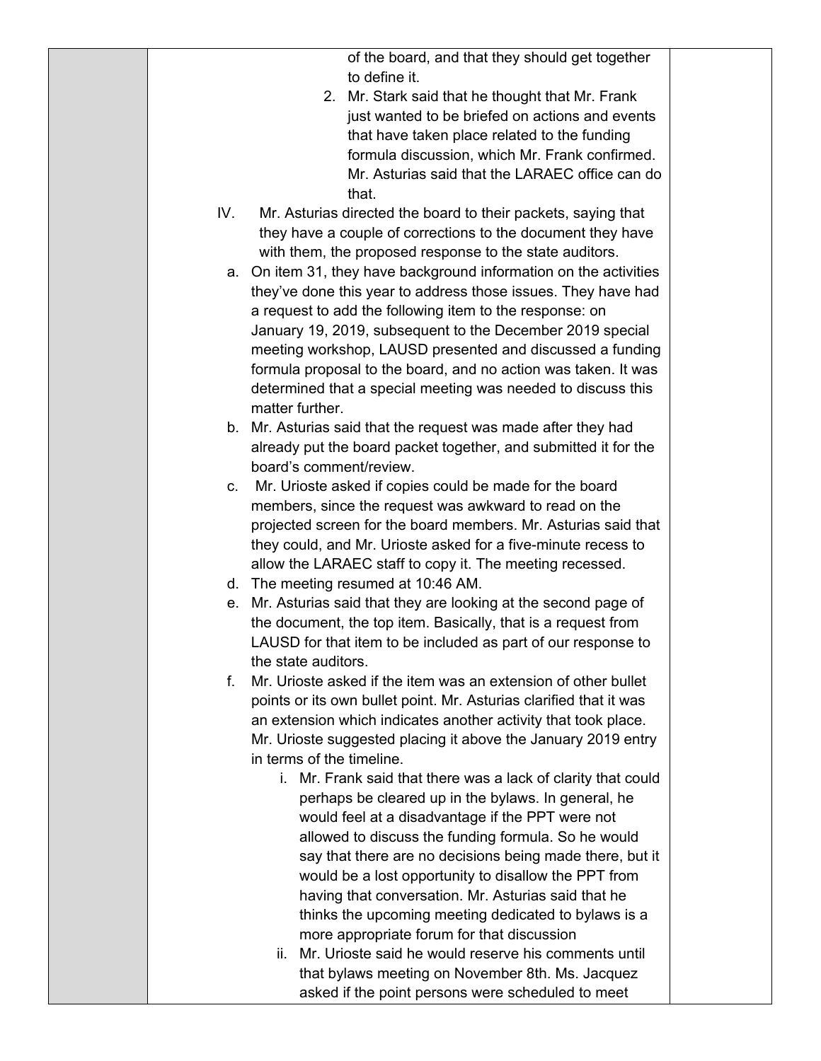of the board, and that they should get together to define it.

2. Mr. Stark said that he thought that Mr. Frank just wanted to be briefed on actions and events that have taken place related to the funding formula discussion, which Mr. Frank confirmed. Mr. Asturias said that the LARAEC office can do that.

IV. Mr. Asturias directed the board to their packets, saying that they have a couple of corrections to the document they have with them, the proposed response to the state auditors.

a. On item 31, they have background information on the activities they've done this year to address those issues. They have had a request to add the following item to the response: on January 19, 2019, subsequent to the December 2019 special meeting workshop, LAUSD presented and discussed a funding formula proposal to the board, and no action was taken. It was determined that a special meeting was needed to discuss this matter further.

b. Mr. Asturias said that the request was made after they had already put the board packet together, and submitted it for the board's comment/review.

c. Mr. Urioste asked if copies could be made for the board members, since the request was awkward to read on the projected screen for the board members. Mr. Asturias said that they could, and Mr. Urioste asked for a five-minute recess to allow the LARAEC staff to copy it. The meeting recessed.

d. The meeting resumed at 10:46 AM.

e. Mr. Asturias said that they are looking at the second page of the document, the top item. Basically, that is a request from LAUSD for that item to be included as part of our response to the state auditors.

f. Mr. Urioste asked if the item was an extension of other bullet points or its own bullet point. Mr. Asturias clarified that it was an extension which indicates another activity that took place. Mr. Urioste suggested placing it above the January 2019 entry in terms of the timeline.

   i. Mr. Frank said that there was a lack of clarity that could perhaps be cleared up in the bylaws. In general, he would feel at a disadvantage if the PPT were not allowed to discuss the funding formula. So he would say that there are no decisions being made there, but it would be a lost opportunity to disallow the PPT from having that conversation. Mr. Asturias said that he thinks the upcoming meeting dedicated to bylaws is a more appropriate forum for that discussion

   ii. Mr. Urioste said he would reserve his comments until that bylaws meeting on November 8th. Ms. Jacquez asked if the point persons were scheduled to meet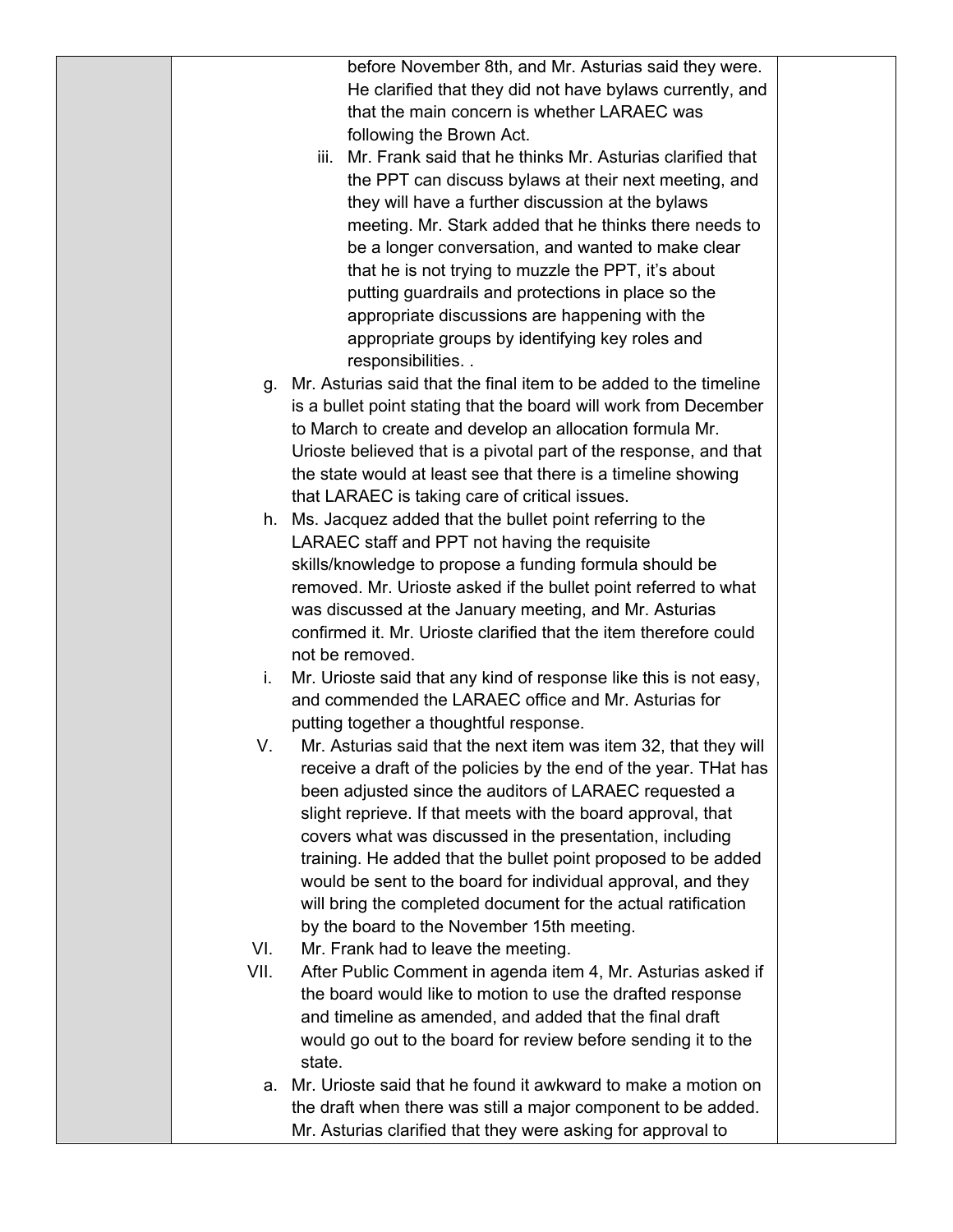before November 8th, and Mr. Asturias said they were. He clarified that they did not have bylaws currently, and that the main concern is whether LARAEC was following the Brown Act.

iii. Mr. Frank said that he thinks Mr. Asturias clarified that the PPT can discuss bylaws at their next meeting, and they will have a further discussion at the bylaws meeting. Mr. Stark added that he thinks there needs to be a longer conversation, and wanted to make clear that he is not trying to muzzle the PPT, it's about putting guardrails and protections in place so the appropriate discussions are happening with the appropriate groups by identifying key roles and responsibilities. .

g. Mr. Asturias said that the final item to be added to the timeline is a bullet point stating that the board will work from December to March to create and develop an allocation formula Mr. Urioste believed that is a pivotal part of the response, and that the state would at least see that there is a timeline showing that LARAEC is taking care of critical issues.

h. Ms. Jacquez added that the bullet point referring to the LARAEC staff and PPT not having the requisite skills/knowledge to propose a funding formula should be removed. Mr. Urioste asked if the bullet point referred to what was discussed at the January meeting, and Mr. Asturias confirmed it. Mr. Urioste clarified that the item therefore could not be removed.

i. Mr. Urioste said that any kind of response like this is not easy, and commended the LARAEC office and Mr. Asturias for putting together a thoughtful response.

V. Mr. Asturias said that the next item was item 32, that they will receive a draft of the policies by the end of the year. THat has been adjusted since the auditors of LARAEC requested a slight reprieve. If that meets with the board approval, that covers what was discussed in the presentation, including training. He added that the bullet point proposed to be added would be sent to the board for individual approval, and they will bring the completed document for the actual ratification by the board to the November 15th meeting.

VI. Mr. Frank had to leave the meeting.

VII. After Public Comment in agenda item 4, Mr. Asturias asked if the board would like to motion to use the drafted response and timeline as amended, and added that the final draft would go out to the board for review before sending it to the state.

a. Mr. Urioste said that he found it awkward to make a motion on the draft when there was still a major component to be added. Mr. Asturias clarified that they were asking for approval to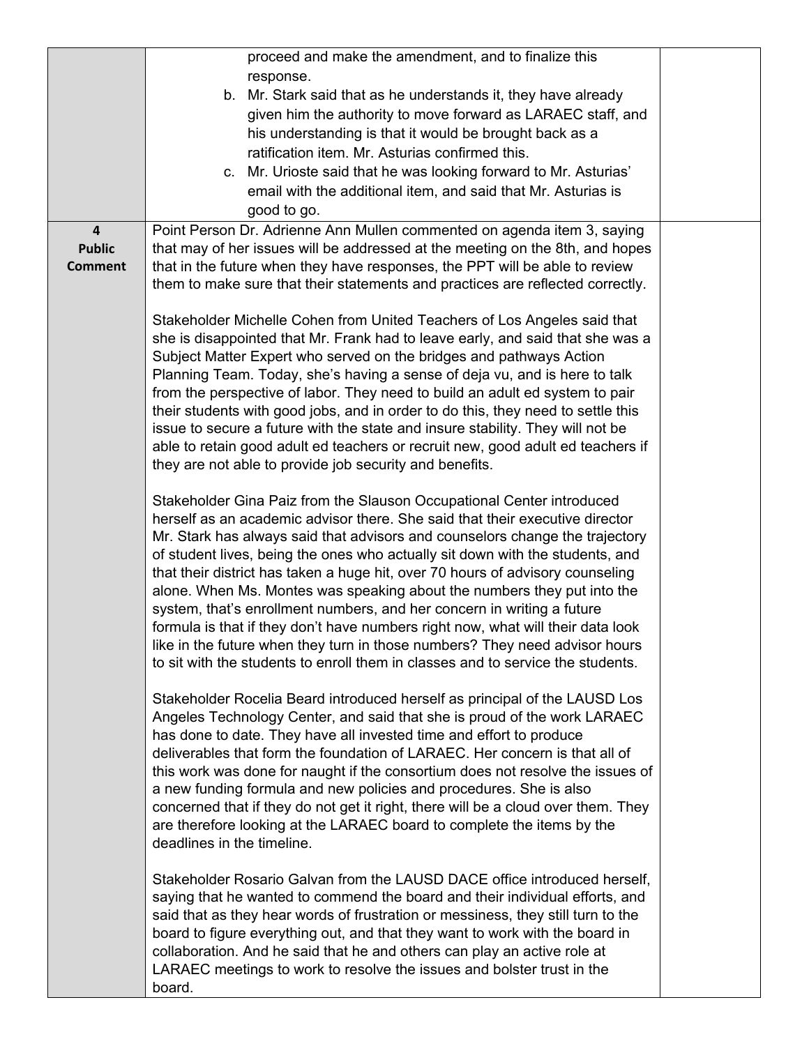| | | |
|---|---|---|
| | proceed and make the amendment, and to finalize this response.<br>b. Mr. Stark said that as he understands it, they have already given him the authority to move forward as LARAEC staff, and his understanding is that it would be brought back as a ratification item. Mr. Asturias confirmed this.<br>c. Mr. Urioste said that he was looking forward to Mr. Asturias' email with the additional item, and said that Mr. Asturias is good to go. | |
| **4 Public Comment** | Point Person Dr. Adrienne Ann Mullen commented on agenda item 3, saying that may of her issues will be addressed at the meeting on the 8th, and hopes that in the future when they have responses, the PPT will be able to review them to make sure that their statements and practices are reflected correctly.<br><br>Stakeholder Michelle Cohen from United Teachers of Los Angeles said that she is disappointed that Mr. Frank had to leave early, and said that she was a Subject Matter Expert who served on the bridges and pathways Action Planning Team. Today, she's having a sense of deja vu, and is here to talk from the perspective of labor. They need to build an adult ed system to pair their students with good jobs, and in order to do this, they need to settle this issue to secure a future with the state and insure stability. They will not be able to retain good adult ed teachers or recruit new, good adult ed teachers if they are not able to provide job security and benefits.<br><br>Stakeholder Gina Paiz from the Slauson Occupational Center introduced herself as an academic advisor there. She said that their executive director Mr. Stark has always said that advisors and counselors change the trajectory of student lives, being the ones who actually sit down with the students, and that their district has taken a huge hit, over 70 hours of advisory counseling alone. When Ms. Montes was speaking about the numbers they put into the system, that's enrollment numbers, and her concern in writing a future formula is that if they don't have numbers right now, what will their data look like in the future when they turn in those numbers? They need advisor hours to sit with the students to enroll them in classes and to service the students.<br><br>Stakeholder Rocelia Beard introduced herself as principal of the LAUSD Los Angeles Technology Center, and said that she is proud of the work LARAEC has done to date. They have all invested time and effort to produce deliverables that form the foundation of LARAEC. Her concern is that all of this work was done for naught if the consortium does not resolve the issues of a new funding formula and new policies and procedures. She is also concerned that if they do not get it right, there will be a cloud over them. They are therefore looking at the LARAEC board to complete the items by the deadlines in the timeline.<br><br>Stakeholder Rosario Galvan from the LAUSD DACE office introduced herself, saying that he wanted to commend the board and their individual efforts, and said that as they hear words of frustration or messiness, they still turn to the board to figure everything out, and that they want to work with the board in collaboration. And he said that he and others can play an active role at LARAEC meetings to work to resolve the issues and bolster trust in the board. | |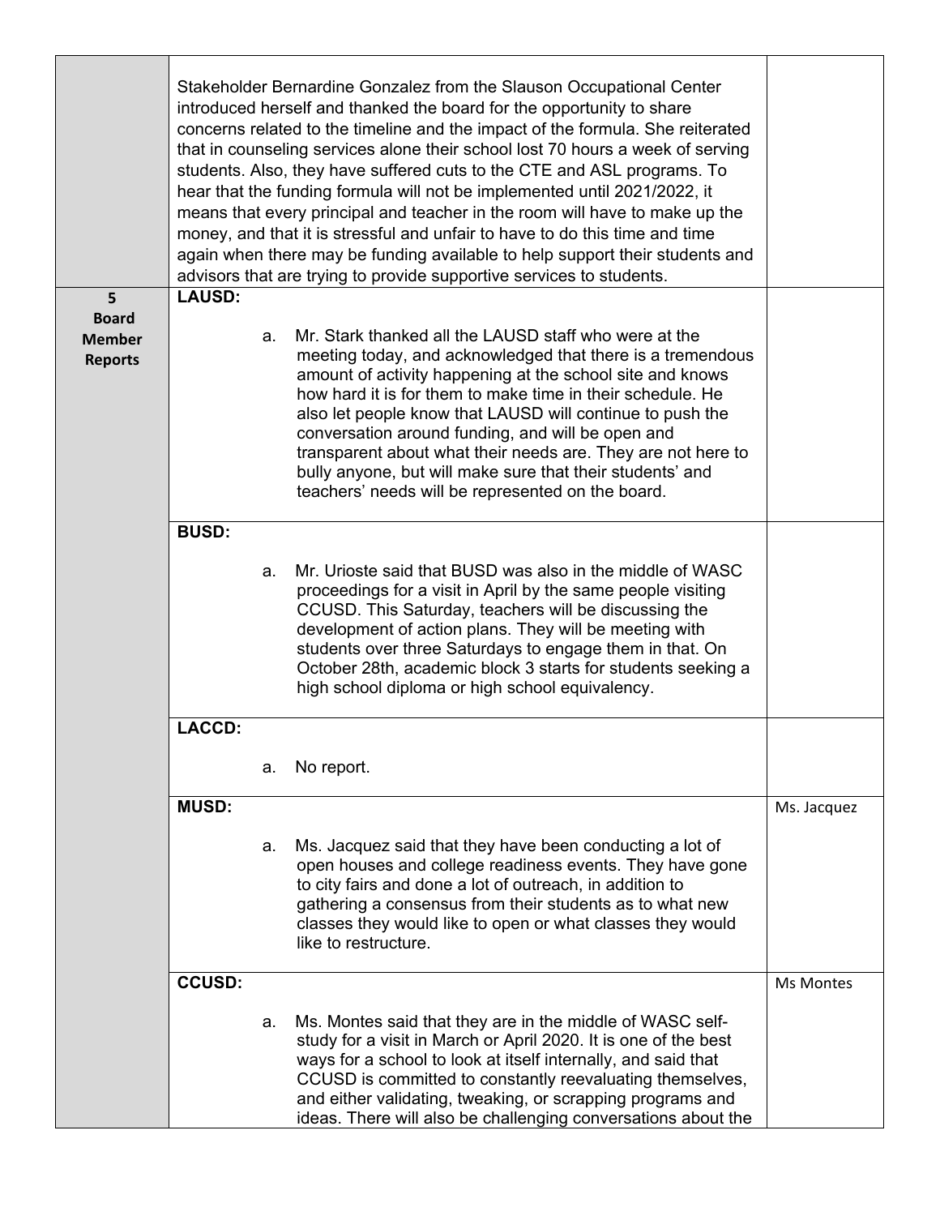| | | |
|---|---|---|
| | Stakeholder Bernardine Gonzalez from the Slauson Occupational Center introduced herself and thanked the board for the opportunity to share concerns related to the timeline and the impact of the formula. She reiterated that in counseling services alone their school lost 70 hours a week of serving students. Also, they have suffered cuts to the CTE and ASL programs. To hear that the funding formula will not be implemented until 2021/2022, it means that every principal and teacher in the room will have to make up the money, and that it is stressful and unfair to have to do this time and time again when there may be funding available to help support their students and advisors that are trying to provide supportive services to students. | |
| **5 Board Member Reports** | **LAUSD:**<br><br>a. Mr. Stark thanked all the LAUSD staff who were at the meeting today, and acknowledged that there is a tremendous amount of activity happening at the school site and knows how hard it is for them to make time in their schedule. He also let people know that LAUSD will continue to push the conversation around funding, and will be open and transparent about what their needs are. They are not here to bully anyone, but will make sure that their students' and teachers' needs will be represented on the board. | |
| | **BUSD:**<br><br>a. Mr. Urioste said that BUSD was also in the middle of WASC proceedings for a visit in April by the same people visiting CCUSD. This Saturday, teachers will be discussing the development of action plans. They will be meeting with students over three Saturdays to engage them in that. On October 28th, academic block 3 starts for students seeking a high school diploma or high school equivalency. | |
| | **LACCD:**<br><br>a. No report. | |
| | **MUSD:**<br><br>a. Ms. Jacquez said that they have been conducting a lot of open houses and college readiness events. They have gone to city fairs and done a lot of outreach, in addition to gathering a consensus from their students as to what new classes they would like to open or what classes they would like to restructure. | Ms. Jacquez |
| | **CCUSD:**<br><br>a. Ms. Montes said that they are in the middle of WASC self-study for a visit in March or April 2020. It is one of the best ways for a school to look at itself internally, and said that CCUSD is committed to constantly reevaluating themselves, and either validating, tweaking, or scrapping programs and ideas. There will also be challenging conversations about the | Ms Montes |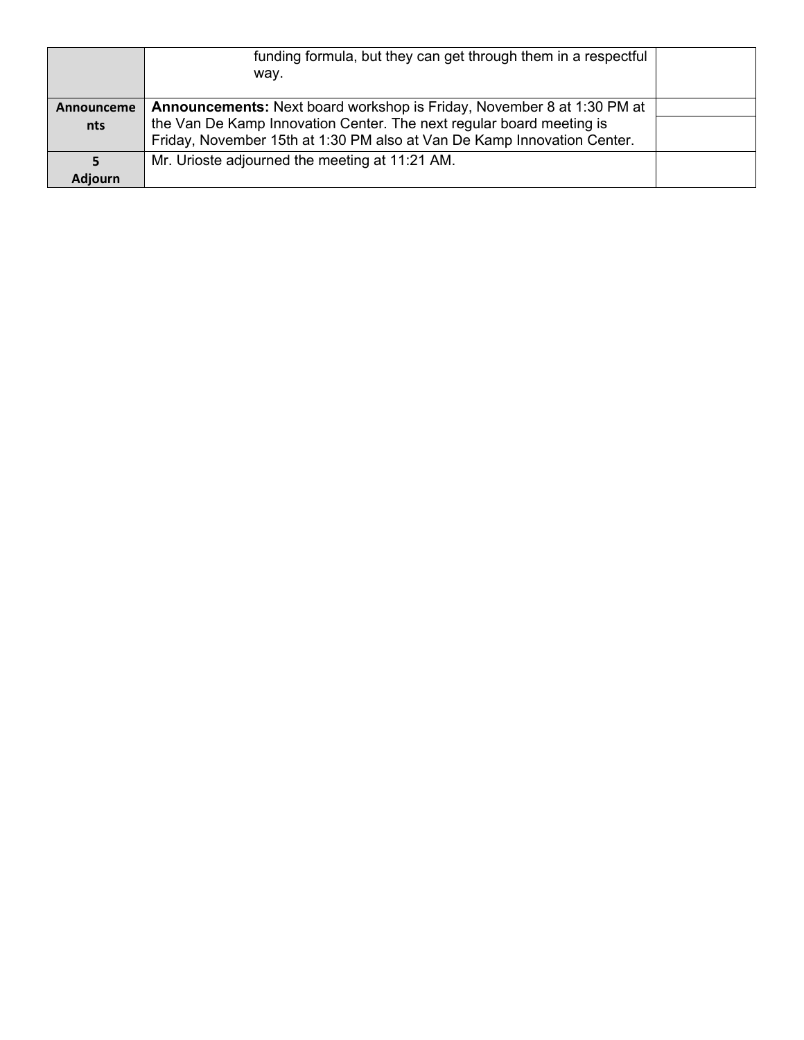| | | |
|---|---|---|
| | funding formula, but they can get through them in a respectful way. | |
| **Announcements** | **Announcements:** Next board workshop is Friday, November 8 at 1:30 PM at the Van De Kamp Innovation Center. The next regular board meeting is Friday, November 15th at 1:30 PM also at Van De Kamp Innovation Center. | |
| **5 Adjourn** | Mr. Urioste adjourned the meeting at 11:21 AM. | |